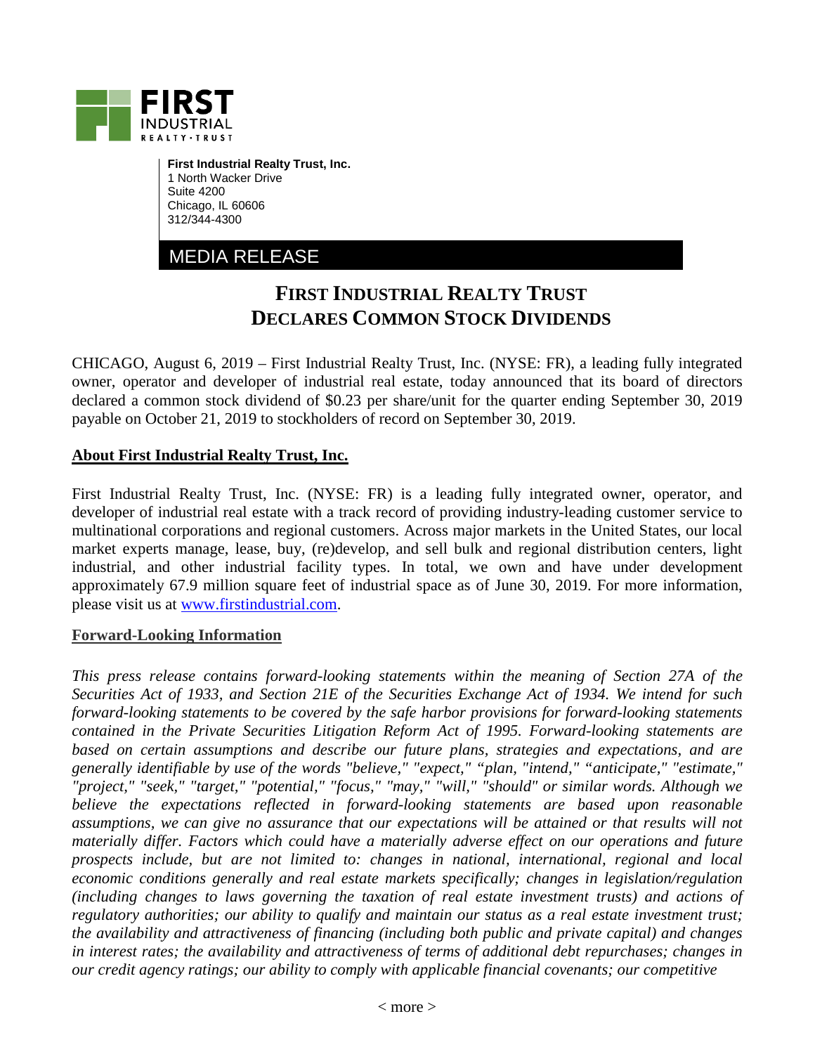**First Industrial Realty Trust, Inc.**
1 North Wacker Drive
Suite 4200
Chicago, IL 60606
312/344-4300

MEDIA RELEASE

# FIRST INDUSTRIAL REALTY TRUST DECLARES COMMON STOCK DIVIDENDS

CHICAGO, August 6, 2019 – First Industrial Realty Trust, Inc. (NYSE: FR), a leading fully integrated owner, operator and developer of industrial real estate, today announced that its board of directors declared a common stock dividend of $0.23 per share/unit for the quarter ending September 30, 2019 payable on October 21, 2019 to stockholders of record on September 30, 2019.

## About First Industrial Realty Trust, Inc.

First Industrial Realty Trust, Inc. (NYSE: FR) is a leading fully integrated owner, operator, and developer of industrial real estate with a track record of providing industry-leading customer service to multinational corporations and regional customers. Across major markets in the United States, our local market experts manage, lease, buy, (re)develop, and sell bulk and regional distribution centers, light industrial, and other industrial facility types. In total, we own and have under development approximately 67.9 million square feet of industrial space as of June 30, 2019. For more information, please visit us at www.firstindustrial.com.

## Forward-Looking Information

*This press release contains forward-looking statements within the meaning of Section 27A of the Securities Act of 1933, and Section 21E of the Securities Exchange Act of 1934. We intend for such forward-looking statements to be covered by the safe harbor provisions for forward-looking statements contained in the Private Securities Litigation Reform Act of 1995. Forward-looking statements are based on certain assumptions and describe our future plans, strategies and expectations, and are generally identifiable by use of the words "believe," "expect," "plan, "intend," "anticipate," "estimate," "project," "seek," "target," "potential," "focus," "may," "will," "should" or similar words. Although we believe the expectations reflected in forward-looking statements are based upon reasonable assumptions, we can give no assurance that our expectations will be attained or that results will not materially differ. Factors which could have a materially adverse effect on our operations and future prospects include, but are not limited to: changes in national, international, regional and local economic conditions generally and real estate markets specifically; changes in legislation/regulation (including changes to laws governing the taxation of real estate investment trusts) and actions of regulatory authorities; our ability to qualify and maintain our status as a real estate investment trust; the availability and attractiveness of financing (including both public and private capital) and changes in interest rates; the availability and attractiveness of terms of additional debt repurchases; changes in our credit agency ratings; our ability to comply with applicable financial covenants; our competitive*

< more >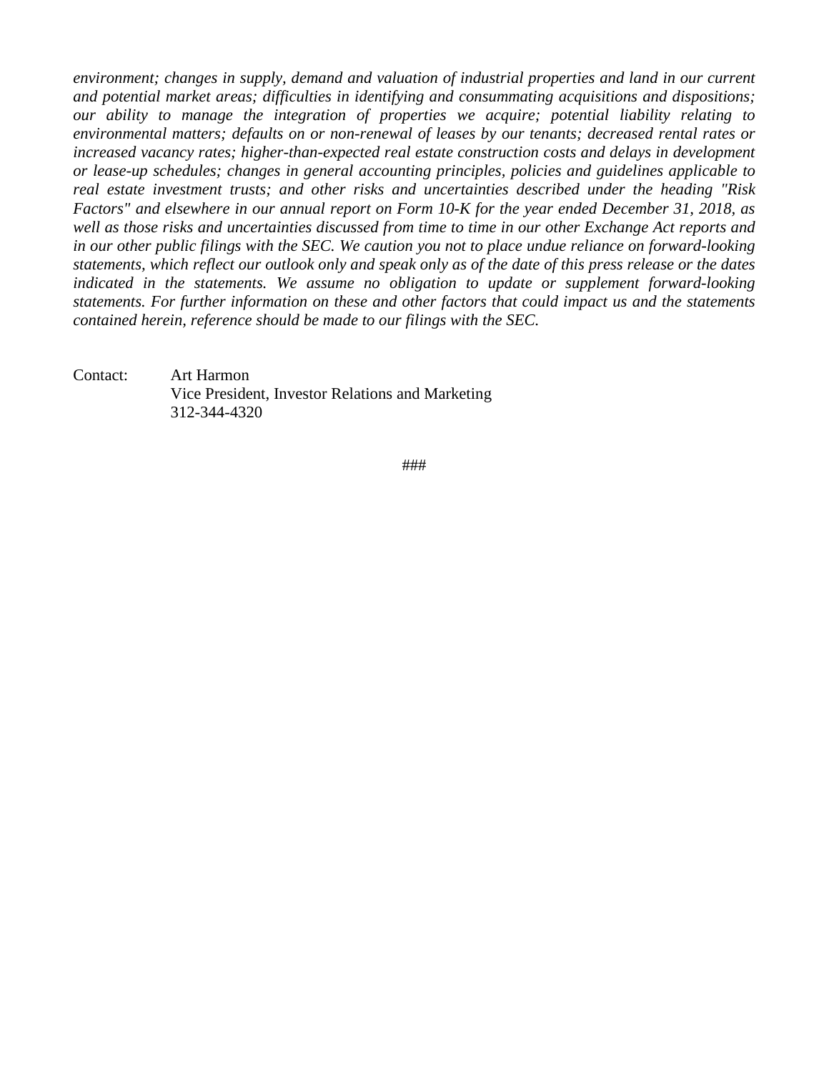*environment; changes in supply, demand and valuation of industrial properties and land in our current and potential market areas; difficulties in identifying and consummating acquisitions and dispositions; our ability to manage the integration of properties we acquire; potential liability relating to environmental matters; defaults on or non-renewal of leases by our tenants; decreased rental rates or increased vacancy rates; higher-than-expected real estate construction costs and delays in development or lease-up schedules; changes in general accounting principles, policies and guidelines applicable to real estate investment trusts; and other risks and uncertainties described under the heading "Risk Factors" and elsewhere in our annual report on Form 10-K for the year ended December 31, 2018, as well as those risks and uncertainties discussed from time to time in our other Exchange Act reports and in our other public filings with the SEC. We caution you not to place undue reliance on forward-looking statements, which reflect our outlook only and speak only as of the date of this press release or the dates indicated in the statements. We assume no obligation to update or supplement forward-looking statements. For further information on these and other factors that could impact us and the statements contained herein, reference should be made to our filings with the SEC.*

Contact: Art Harmon
Vice President, Investor Relations and Marketing
312-344-4320

###